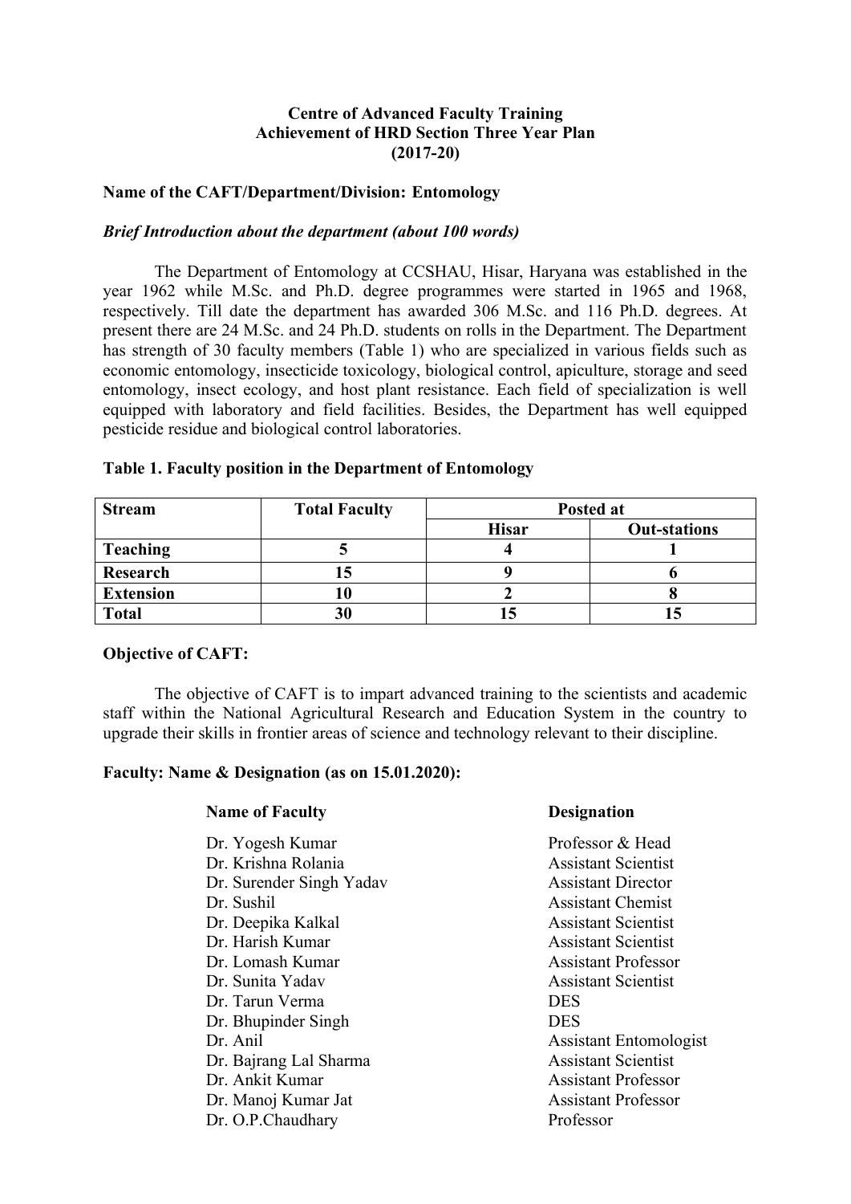**Centre of Advanced Faculty Training**
**Achievement of HRD Section Three Year Plan**
**(2017-20)**

**Name of the CAFT/Department/Division: Entomology**

***Brief Introduction about the department (about 100 words)***

The Department of Entomology at CCSHAU, Hisar, Haryana was established in the year 1962 while M.Sc. and Ph.D. degree programmes were started in 1965 and 1968, respectively. Till date the department has awarded 306 M.Sc. and 116 Ph.D. degrees. At present there are 24 M.Sc. and 24 Ph.D. students on rolls in the Department. The Department has strength of 30 faculty members (Table 1) who are specialized in various fields such as economic entomology, insecticide toxicology, biological control, apiculture, storage and seed entomology, insect ecology, and host plant resistance. Each field of specialization is well equipped with laboratory and field facilities. Besides, the Department has well equipped pesticide residue and biological control laboratories.

**Table 1. Faculty position in the Department of Entomology**

| Stream | Total Faculty | Posted at | |
|---|---|---|---|
| | | Hisar | Out-stations |
| **Teaching** | **5** | **4** | **1** |
| **Research** | **15** | **9** | **6** |
| **Extension** | **10** | **2** | **8** |
| **Total** | **30** | **15** | **15** |

**Objective of CAFT:**

The objective of CAFT is to impart advanced training to the scientists and academic staff within the National Agricultural Research and Education System in the country to upgrade their skills in frontier areas of science and technology relevant to their discipline.

**Faculty: Name & Designation (as on 15.01.2020):**

| Name of Faculty | Designation |
|---|---|
| Dr. Yogesh Kumar | Professor & Head |
| Dr. Krishna Rolania | Assistant Scientist |
| Dr. Surender Singh Yadav | Assistant Director |
| Dr. Sushil | Assistant Chemist |
| Dr. Deepika Kalkal | Assistant Scientist |
| Dr. Harish Kumar | Assistant Scientist |
| Dr. Lomash Kumar | Assistant Professor |
| Dr. Sunita Yadav | Assistant Scientist |
| Dr. Tarun Verma | DES |
| Dr. Bhupinder Singh | DES |
| Dr. Anil | Assistant Entomologist |
| Dr. Bajrang Lal Sharma | Assistant Scientist |
| Dr. Ankit Kumar | Assistant Professor |
| Dr. Manoj Kumar Jat | Assistant Professor |
| Dr. O.P.Chaudhary | Professor |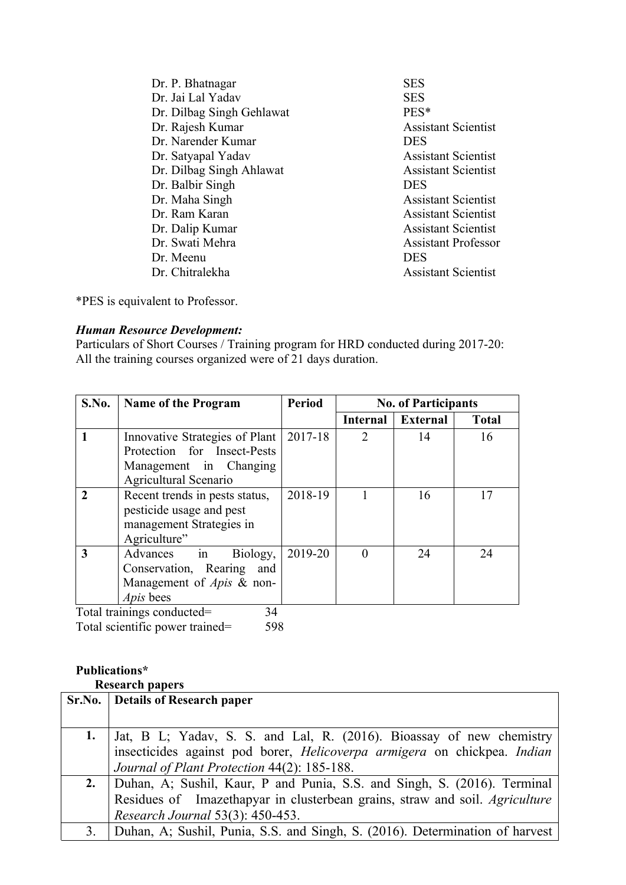| | |
|---|---|
| Dr. P. Bhatnagar | SES |
| Dr. Jai Lal Yadav | SES |
| Dr. Dilbag Singh Gehlawat | PES* |
| Dr. Rajesh Kumar | Assistant Scientist |
| Dr. Narender Kumar | DES |
| Dr. Satyapal Yadav | Assistant Scientist |
| Dr. Dilbag Singh Ahlawat | Assistant Scientist |
| Dr. Balbir Singh | DES |
| Dr. Maha Singh | Assistant Scientist |
| Dr. Ram Karan | Assistant Scientist |
| Dr. Dalip Kumar | Assistant Scientist |
| Dr. Swati Mehra | Assistant Professor |
| Dr. Meenu | DES |
| Dr. Chitralekha | Assistant Scientist |

*PES is equivalent to Professor.

***Human Resource Development:***

Particulars of Short Courses / Training program for HRD conducted during 2017-20:
All the training courses organized were of 21 days duration.

| S.No. | Name of the Program | Period | No. of Participants | | |
|---|---|---|---|---|---|
| | | | Internal | External | Total |
| **1** | Innovative Strategies of Plant Protection for Insect-Pests Management in Changing Agricultural Scenario | 2017-18 | 2 | 14 | 16 |
| **2** | Recent trends in pests status, pesticide usage and pest management Strategies in Agriculture" | 2018-19 | 1 | 16 | 17 |
| **3** | Advances in Biology, Conservation, Rearing and Management of *Apis* & non-*Apis* bees | 2019-20 | 0 | 24 | 24 |

Total trainings conducted= 34

Total scientific power trained= 598

**Publications***

**Research papers**

| Sr.No. | Details of Research paper |
|---|---|
| **1.** | Jat, B L; Yadav, S. S. and Lal, R. (2016). Bioassay of new chemistry insecticides against pod borer, *Helicoverpa armigera* on chickpea. *Indian Journal of Plant Protection* 44(2): 185-188. |
| **2.** | Duhan, A; Sushil, Kaur, P and Punia, S.S. and Singh, S. (2016). Terminal Residues of Imazethapyar in clusterbean grains, straw and soil. *Agriculture Research Journal* 53(3): 450-453. |
| 3. | Duhan, A; Sushil, Punia, S.S. and Singh, S. (2016). Determination of harvest |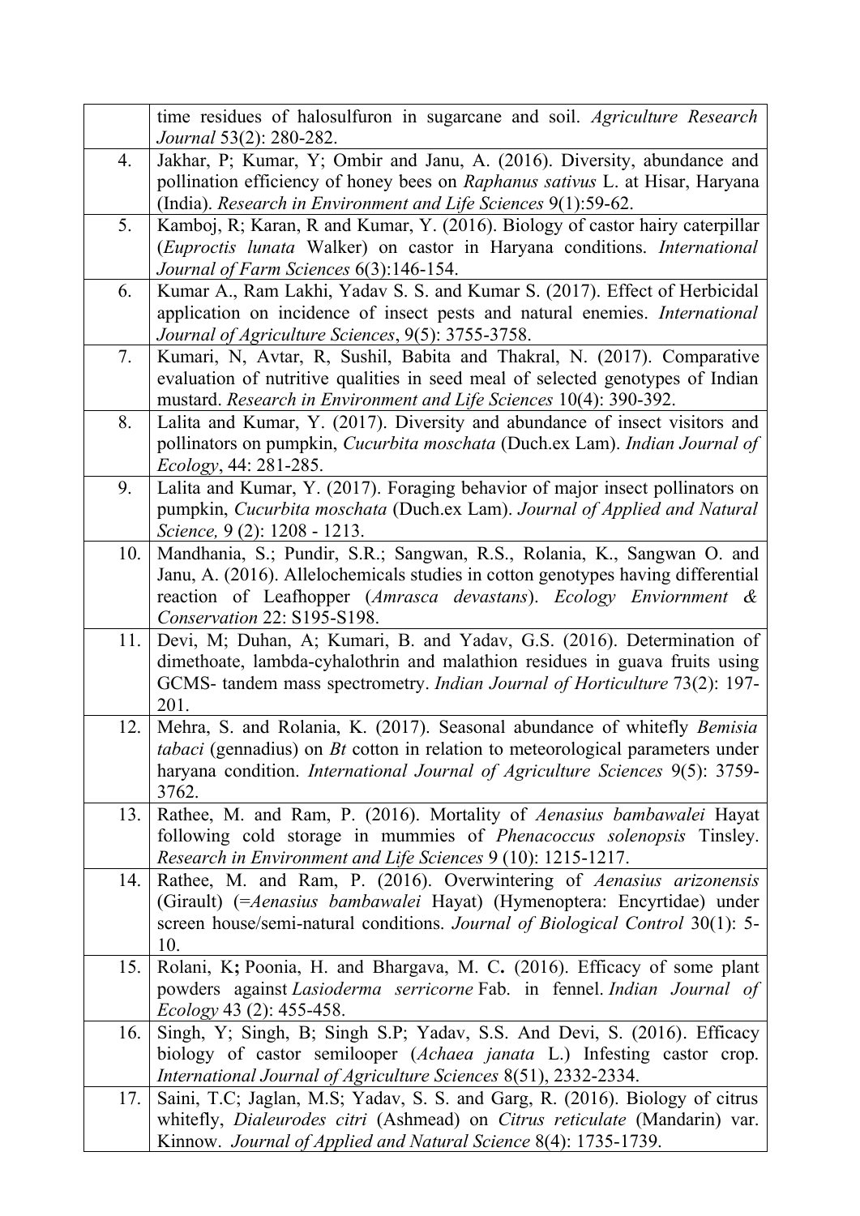| | |
|---|---|
| | time residues of halosulfuron in sugarcane and soil. *Agriculture Research Journal* 53(2): 280-282. |
| 4. | Jakhar, P; Kumar, Y; Ombir and Janu, A. (2016). Diversity, abundance and pollination efficiency of honey bees on *Raphanus sativus* L. at Hisar, Haryana (India). *Research in Environment and Life Sciences* 9(1):59-62. |
| 5. | Kamboj, R; Karan, R and Kumar, Y. (2016). Biology of castor hairy caterpillar (*Euproctis lunata* Walker) on castor in Haryana conditions. *International Journal of Farm Sciences* 6(3):146-154. |
| 6. | Kumar A., Ram Lakhi, Yadav S. S. and Kumar S. (2017). Effect of Herbicidal application on incidence of insect pests and natural enemies. *International Journal of Agriculture Sciences*, 9(5): 3755-3758. |
| 7. | Kumari, N, Avtar, R, Sushil, Babita and Thakral, N. (2017). Comparative evaluation of nutritive qualities in seed meal of selected genotypes of Indian mustard. *Research in Environment and Life Sciences* 10(4): 390-392. |
| 8. | Lalita and Kumar, Y. (2017). Diversity and abundance of insect visitors and pollinators on pumpkin, *Cucurbita moschata* (Duch.ex Lam). *Indian Journal of Ecology*, 44: 281-285. |
| 9. | Lalita and Kumar, Y. (2017). Foraging behavior of major insect pollinators on pumpkin, *Cucurbita moschata* (Duch.ex Lam). *Journal of Applied and Natural Science,* 9 (2): 1208 - 1213. |
| 10. | Mandhania, S.; Pundir, S.R.; Sangwan, R.S., Rolania, K., Sangwan O. and Janu, A. (2016). Allelochemicals studies in cotton genotypes having differential reaction of Leafhopper (*Amrasca devastans*). *Ecology Enviornment & Conservation* 22: S195-S198. |
| 11. | Devi, M; Duhan, A; Kumari, B. and Yadav, G.S. (2016). Determination of dimethoate, lambda-cyhalothrin and malathion residues in guava fruits using GCMS- tandem mass spectrometry. *Indian Journal of Horticulture* 73(2): 197-201. |
| 12. | Mehra, S. and Rolania, K. (2017). Seasonal abundance of whitefly *Bemisia tabaci* (gennadius) on *Bt* cotton in relation to meteorological parameters under haryana condition. *International Journal of Agriculture Sciences* 9(5): 3759-3762. |
| 13. | Rathee, M. and Ram, P. (2016). Mortality of *Aenasius bambawalei* Hayat following cold storage in mummies of *Phenacoccus solenopsis* Tinsley. *Research in Environment and Life Sciences* 9 (10): 1215-1217. |
| 14. | Rathee, M. and Ram, P. (2016). Overwintering of *Aenasius arizonensis* (Girault) (=*Aenasius bambawalei* Hayat) (Hymenoptera: Encyrtidae) under screen house/semi-natural conditions. *Journal of Biological Control* 30(1): 5-10. |
| 15. | Rolani, K**;** Poonia, H. and Bhargava, M. C**.** (2016). Efficacy of some plant powders against *Lasioderma serricorne* Fab. in fennel. *Indian Journal of Ecology* 43 (2): 455-458. |
| 16. | Singh, Y; Singh, B; Singh S.P; Yadav, S.S. And Devi, S. (2016). Efficacy biology of castor semilooper (*Achaea janata* L.) Infesting castor crop. *International Journal of Agriculture Sciences* 8(51), 2332-2334. |
| 17. | Saini, T.C; Jaglan, M.S; Yadav, S. S. and Garg, R. (2016). Biology of citrus whitefly, *Dialeurodes citri* (Ashmead) on *Citrus reticulate* (Mandarin) var. Kinnow. *Journal of Applied and Natural Science* 8(4): 1735-1739. |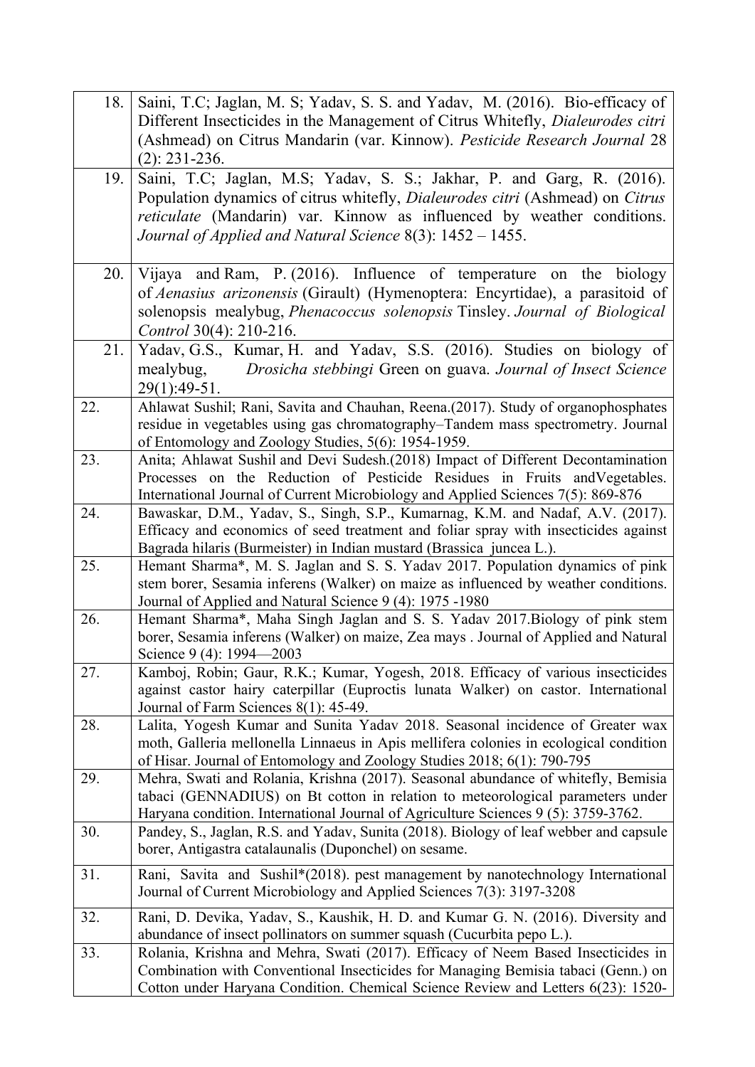| | |
|---|---|
| 18. | Saini, T.C; Jaglan, M. S; Yadav, S. S. and Yadav, M. (2016). Bio-efficacy of Different Insecticides in the Management of Citrus Whitefly, *Dialeurodes citri* (Ashmead) on Citrus Mandarin (var. Kinnow). *Pesticide Research Journal* 28 (2): 231-236. |
| 19. | Saini, T.C; Jaglan, M.S; Yadav, S. S.; Jakhar, P. and Garg, R. (2016). Population dynamics of citrus whitefly, *Dialeurodes citri* (Ashmead) on *Citrus reticulate* (Mandarin) var. Kinnow as influenced by weather conditions. *Journal of Applied and Natural Science* 8(3): 1452 – 1455. |
| 20. | Vijaya and Ram, P. (2016). Influence of temperature on the biology of *Aenasius arizonensis* (Girault) (Hymenoptera: Encyrtidae), a parasitoid of solenopsis mealybug, *Phenacoccus solenopsis* Tinsley. *Journal of Biological Control* 30(4): 210-216. |
| 21. | Yadav, G.S., Kumar, H. and Yadav, S.S. (2016). Studies on biology of mealybug, *Drosicha stebbingi* Green on guava. *Journal of Insect Science* 29(1):49-51. |
| 22. | Ahlawat Sushil; Rani, Savita and Chauhan, Reena.(2017). Study of organophosphates residue in vegetables using gas chromatography–Tandem mass spectrometry. Journal of Entomology and Zoology Studies, 5(6): 1954-1959. |
| 23. | Anita; Ahlawat Sushil and Devi Sudesh.(2018) Impact of Different Decontamination Processes on the Reduction of Pesticide Residues in Fruits andVegetables. International Journal of Current Microbiology and Applied Sciences 7(5): 869-876 |
| 24. | Bawaskar, D.M., Yadav, S., Singh, S.P., Kumarnag, K.M. and Nadaf, A.V. (2017). Efficacy and economics of seed treatment and foliar spray with insecticides against Bagrada hilaris (Burmeister) in Indian mustard (Brassica juncea L.). |
| 25. | Hemant Sharma*, M. S. Jaglan and S. S. Yadav 2017. Population dynamics of pink stem borer, Sesamia inferens (Walker) on maize as influenced by weather conditions. Journal of Applied and Natural Science 9 (4): 1975 -1980 |
| 26. | Hemant Sharma*, Maha Singh Jaglan and S. S. Yadav 2017.Biology of pink stem borer, Sesamia inferens (Walker) on maize, Zea mays . Journal of Applied and Natural Science 9 (4): 1994—2003 |
| 27. | Kamboj, Robin; Gaur, R.K.; Kumar, Yogesh, 2018. Efficacy of various insecticides against castor hairy caterpillar (Euproctis lunata Walker) on castor. International Journal of Farm Sciences 8(1): 45-49. |
| 28. | Lalita, Yogesh Kumar and Sunita Yadav 2018. Seasonal incidence of Greater wax moth, Galleria mellonella Linnaeus in Apis mellifera colonies in ecological condition of Hisar. Journal of Entomology and Zoology Studies 2018; 6(1): 790-795 |
| 29. | Mehra, Swati and Rolania, Krishna (2017). Seasonal abundance of whitefly, Bemisia tabaci (GENNADIUS) on Bt cotton in relation to meteorological parameters under Haryana condition. International Journal of Agriculture Sciences 9 (5): 3759-3762. |
| 30. | Pandey, S., Jaglan, R.S. and Yadav, Sunita (2018). Biology of leaf webber and capsule borer, Antigastra catalaunalis (Duponchel) on sesame. |
| 31. | Rani, Savita and Sushil*(2018). pest management by nanotechnology International Journal of Current Microbiology and Applied Sciences 7(3): 3197-3208 |
| 32. | Rani, D. Devika, Yadav, S., Kaushik, H. D. and Kumar G. N. (2016). Diversity and abundance of insect pollinators on summer squash (Cucurbita pepo L.). |
| 33. | Rolania, Krishna and Mehra, Swati (2017). Efficacy of Neem Based Insecticides in Combination with Conventional Insecticides for Managing Bemisia tabaci (Genn.) on Cotton under Haryana Condition. Chemical Science Review and Letters 6(23): 1520- |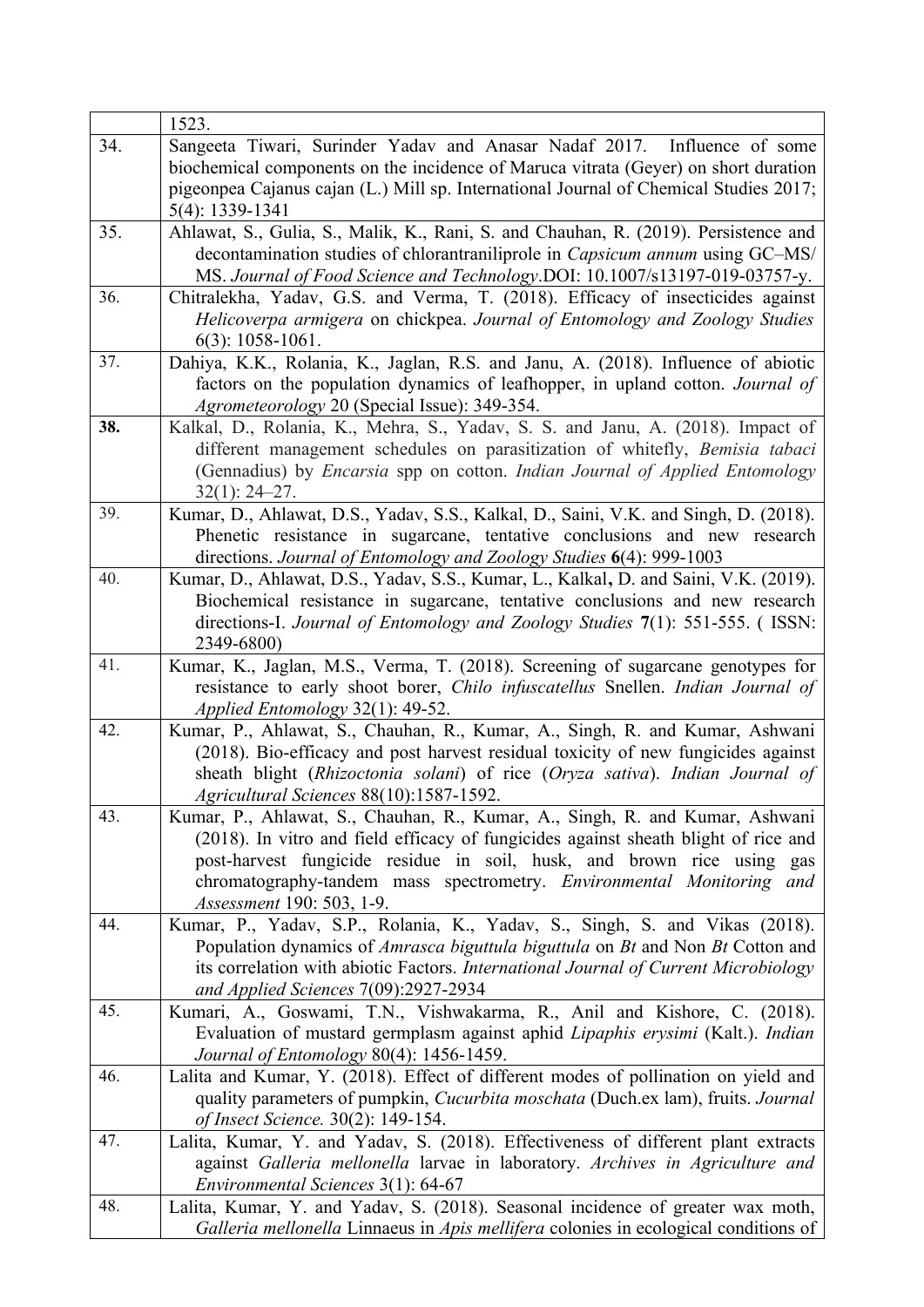|  |  |
|---|---|
|  | 1523. |
| 34. | Sangeeta Tiwari, Surinder Yadav and Anasar Nadaf 2017. Influence of some biochemical components on the incidence of Maruca vitrata (Geyer) on short duration pigeonpea Cajanus cajan (L.) Mill sp. International Journal of Chemical Studies 2017; 5(4): 1339-1341 |
| 35. | Ahlawat, S., Gulia, S., Malik, K., Rani, S. and Chauhan, R. (2019). Persistence and decontamination studies of chlorantraniliprole in *Capsicum annum* using GC–MS/MS. *Journal of Food Science and Technology*.DOI: 10.1007/s13197-019-03757-y. |
| 36. | Chitralekha, Yadav, G.S. and Verma, T. (2018). Efficacy of insecticides against *Helicoverpa armigera* on chickpea. *Journal of Entomology and Zoology Studies* 6(3): 1058-1061. |
| 37. | Dahiya, K.K., Rolania, K., Jaglan, R.S. and Janu, A. (2018). Influence of abiotic factors on the population dynamics of leafhopper, in upland cotton. *Journal of Agrometeorology* 20 (Special Issue): 349-354. |
| **38.** | Kalkal, D., Rolania, K., Mehra, S., Yadav, S. S. and Janu, A. (2018). Impact of different management schedules on parasitization of whitefly, *Bemisia tabaci* (Gennadius) by *Encarsia* spp on cotton. *Indian Journal of Applied Entomology* 32(1): 24–27. |
| 39. | Kumar, D., Ahlawat, D.S., Yadav, S.S., Kalkal, D., Saini, V.K. and Singh, D. (2018). Phenetic resistance in sugarcane, tentative conclusions and new research directions. *Journal of Entomology and Zoology Studies* **6**(4): 999-1003 |
| 40. | Kumar, D., Ahlawat, D.S., Yadav, S.S., Kumar, L., Kalkal**,** D. and Saini, V.K. (2019). Biochemical resistance in sugarcane, tentative conclusions and new research directions-I. *Journal of Entomology and Zoology Studies* **7**(1): 551-555. ( ISSN: 2349-6800) |
| 41. | Kumar, K., Jaglan, M.S., Verma, T. (2018). Screening of sugarcane genotypes for resistance to early shoot borer, *Chilo infuscatellus* Snellen. *Indian Journal of Applied Entomology* 32(1): 49-52. |
| 42. | Kumar, P., Ahlawat, S., Chauhan, R., Kumar, A., Singh, R. and Kumar, Ashwani (2018). Bio-efficacy and post harvest residual toxicity of new fungicides against sheath blight (*Rhizoctonia solani*) of rice (*Oryza sativa*). *Indian Journal of Agricultural Sciences* 88(10):1587-1592. |
| 43. | Kumar, P., Ahlawat, S., Chauhan, R., Kumar, A., Singh, R. and Kumar, Ashwani (2018). In vitro and field efficacy of fungicides against sheath blight of rice and post-harvest fungicide residue in soil, husk, and brown rice using gas chromatography-tandem mass spectrometry. *Environmental Monitoring and Assessment* 190: 503, 1-9. |
| 44. | Kumar, P., Yadav, S.P., Rolania, K., Yadav, S., Singh, S. and Vikas (2018). Population dynamics of *Amrasca biguttula biguttula* on *Bt* and Non *Bt* Cotton and its correlation with abiotic Factors. *International Journal of Current Microbiology and Applied Sciences* 7(09):2927-2934 |
| 45. | Kumari, A., Goswami, T.N., Vishwakarma, R., Anil and Kishore, C. (2018). Evaluation of mustard germplasm against aphid *Lipaphis erysimi* (Kalt.). *Indian Journal of Entomology* 80(4): 1456-1459. |
| 46. | Lalita and Kumar, Y. (2018). Effect of different modes of pollination on yield and quality parameters of pumpkin, *Cucurbita moschata* (Duch.ex lam), fruits. *Journal of Insect Science.* 30(2): 149-154. |
| 47. | Lalita, Kumar, Y. and Yadav, S. (2018). Effectiveness of different plant extracts against *Galleria mellonella* larvae in laboratory. *Archives in Agriculture and Environmental Sciences* 3(1): 64-67 |
| 48. | Lalita, Kumar, Y. and Yadav, S. (2018). Seasonal incidence of greater wax moth, *Galleria mellonella* Linnaeus in *Apis mellifera* colonies in ecological conditions of |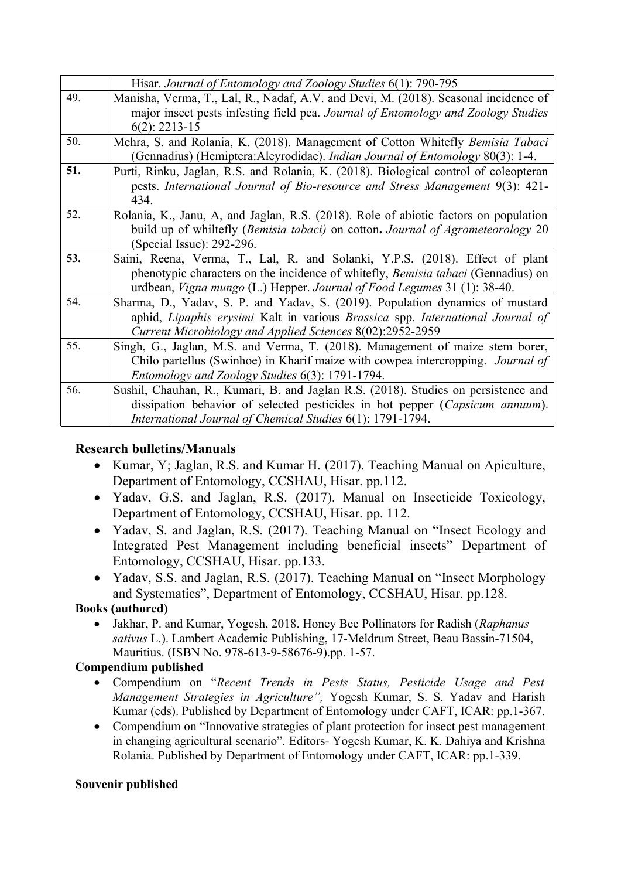| | |
|---|---|
| | Hisar. *Journal of Entomology and Zoology Studies* 6(1): 790-795 |
| 49. | Manisha, Verma, T., Lal, R., Nadaf, A.V. and Devi, M. (2018). Seasonal incidence of major insect pests infesting field pea. *Journal of Entomology and Zoology Studies* 6(2): 2213-15 |
| 50. | Mehra, S. and Rolania, K. (2018). Management of Cotton Whitefly *Bemisia Tabaci* (Gennadius) (Hemiptera:Aleyrodidae). *Indian Journal of Entomology* 80(3): 1-4. |
| **51.** | Purti, Rinku, Jaglan, R.S. and Rolania, K. (2018). Biological control of coleopteran pests. *International Journal of Bio-resource and Stress Management* 9(3): 421-434. |
| 52. | Rolania, K., Janu, A, and Jaglan, R.S. (2018). Role of abiotic factors on population build up of whiltefly (*Bemisia tabaci)* on cotton**.** *Journal of Agrometeorology* 20 (Special Issue): 292-296. |
| **53.** | Saini, Reena, Verma, T., Lal, R. and Solanki, Y.P.S. (2018). Effect of plant phenotypic characters on the incidence of whitefly, *Bemisia tabaci* (Gennadius) on urdbean, *Vigna mungo* (L.) Hepper. *Journal of Food Legumes* 31 (1): 38-40. |
| 54. | Sharma, D., Yadav, S. P. and Yadav, S. (2019). Population dynamics of mustard aphid, *Lipaphis erysimi* Kalt in various *Brassica* spp. *International Journal of Current Microbiology and Applied Sciences* 8(02):2952-2959 |
| 55. | Singh, G., Jaglan, M.S. and Verma, T. (2018). Management of maize stem borer, Chilo partellus (Swinhoe) in Kharif maize with cowpea intercropping. *Journal of Entomology and Zoology Studies* 6(3): 1791-1794. |
| 56. | Sushil, Chauhan, R., Kumari, B. and Jaglan R.S. (2018). Studies on persistence and dissipation behavior of selected pesticides in hot pepper (*Capsicum annuum*). *International Journal of Chemical Studies* 6(1): 1791-1794. |

### Research bulletins/Manuals

- Kumar, Y; Jaglan, R.S. and Kumar H. (2017). Teaching Manual on Apiculture, Department of Entomology, CCSHAU, Hisar. pp.112.
- Yadav, G.S. and Jaglan, R.S. (2017). Manual on Insecticide Toxicology, Department of Entomology, CCSHAU, Hisar. pp. 112.
- Yadav, S. and Jaglan, R.S. (2017). Teaching Manual on "Insect Ecology and Integrated Pest Management including beneficial insects" Department of Entomology, CCSHAU, Hisar. pp.133.
- Yadav, S.S. and Jaglan, R.S. (2017). Teaching Manual on "Insect Morphology and Systematics", Department of Entomology, CCSHAU, Hisar. pp.128.

**Books (authored)**

- Jakhar, P. and Kumar, Yogesh, 2018. Honey Bee Pollinators for Radish (*Raphanus sativus* L.). Lambert Academic Publishing, 17-Meldrum Street, Beau Bassin-71504, Mauritius. (ISBN No. 978-613-9-58676-9).pp. 1-57.

**Compendium published**

- Compendium on "*Recent Trends in Pests Status, Pesticide Usage and Pest Management Strategies in Agriculture",* Yogesh Kumar, S. S. Yadav and Harish Kumar (eds). Published by Department of Entomology under CAFT, ICAR: pp.1-367.
- Compendium on "Innovative strategies of plant protection for insect pest management in changing agricultural scenario". Editors- Yogesh Kumar, K. K. Dahiya and Krishna Rolania. Published by Department of Entomology under CAFT, ICAR: pp.1-339.

**Souvenir published**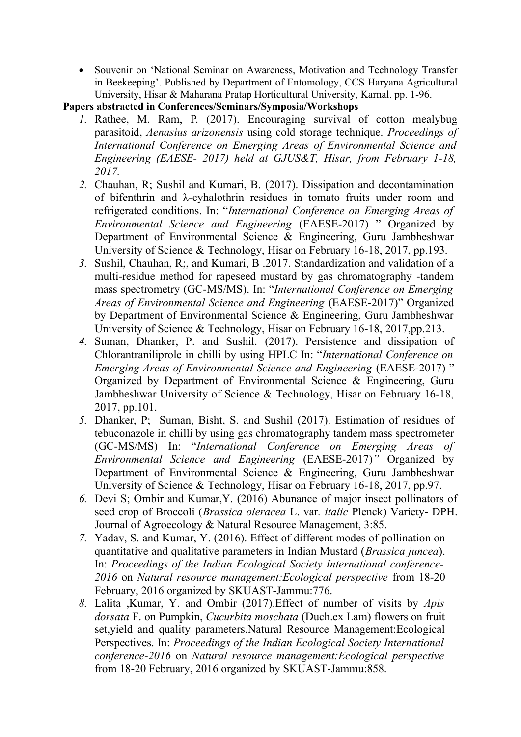- Souvenir on 'National Seminar on Awareness, Motivation and Technology Transfer in Beekeeping'. Published by Department of Entomology, CCS Haryana Agricultural University, Hisar & Maharana Pratap Horticultural University, Karnal. pp. 1-96.

**Papers abstracted in Conferences/Seminars/Symposia/Workshops**

1. Rathee, M. Ram, P. (2017). Encouraging survival of cotton mealybug parasitoid, *Aenasius arizonensis* using cold storage technique. *Proceedings of International Conference on Emerging Areas of Environmental Science and Engineering (EAESE- 2017) held at GJUS&T, Hisar, from February 1-18, 2017.*
2. Chauhan, R; Sushil and Kumari, B. (2017). Dissipation and decontamination of bifenthrin and λ-cyhalothrin residues in tomato fruits under room and refrigerated conditions. In: "*International Conference on Emerging Areas of Environmental Science and Engineering* (EAESE-2017) " Organized by Department of Environmental Science & Engineering, Guru Jambheshwar University of Science & Technology, Hisar on February 16-18, 2017, pp.193.
3. Sushil, Chauhan, R;, and Kumari, B .2017. Standardization and validation of a multi-residue method for rapeseed mustard by gas chromatography -tandem mass spectrometry (GC-MS/MS). In: "*International Conference on Emerging Areas of Environmental Science and Engineering* (EAESE-2017)" Organized by Department of Environmental Science & Engineering, Guru Jambheshwar University of Science & Technology, Hisar on February 16-18, 2017,pp.213.
4. Suman, Dhanker, P. and Sushil. (2017). Persistence and dissipation of Chlorantraniliprole in chilli by using HPLC In: "*International Conference on Emerging Areas of Environmental Science and Engineering* (EAESE-2017) " Organized by Department of Environmental Science & Engineering, Guru Jambheshwar University of Science & Technology, Hisar on February 16-18, 2017, pp.101.
5. Dhanker, P; Suman, Bisht, S. and Sushil (2017). Estimation of residues of tebuconazole in chilli by using gas chromatography tandem mass spectrometer (GC-MS/MS) In: "*International Conference on Emerging Areas of Environmental Science and Engineering* (EAESE-2017)*"* Organized by Department of Environmental Science & Engineering, Guru Jambheshwar University of Science & Technology, Hisar on February 16-18, 2017, pp.97.
6. Devi S; Ombir and Kumar,Y. (2016) Abunance of major insect pollinators of seed crop of Broccoli (*Brassica oleracea* L. var. *italic* Plenck) Variety- DPH. Journal of Agroecology & Natural Resource Management, 3:85.
7. Yadav, S. and Kumar, Y. (2016). Effect of different modes of pollination on quantitative and qualitative parameters in Indian Mustard (*Brassica juncea*). In: *Proceedings of the Indian Ecological Society International conference-2016* on *Natural resource management:Ecological perspective* from 18-20 February, 2016 organized by SKUAST-Jammu:776.
8. Lalita ,Kumar, Y. and Ombir (2017).Effect of number of visits by *Apis dorsata* F. on Pumpkin, *Cucurbita moschata* (Duch.ex Lam) flowers on fruit set,yield and quality parameters.Natural Resource Management:Ecological Perspectives. In: *Proceedings of the Indian Ecological Society International conference-2016* on *Natural resource management:Ecological perspective* from 18-20 February, 2016 organized by SKUAST-Jammu:858.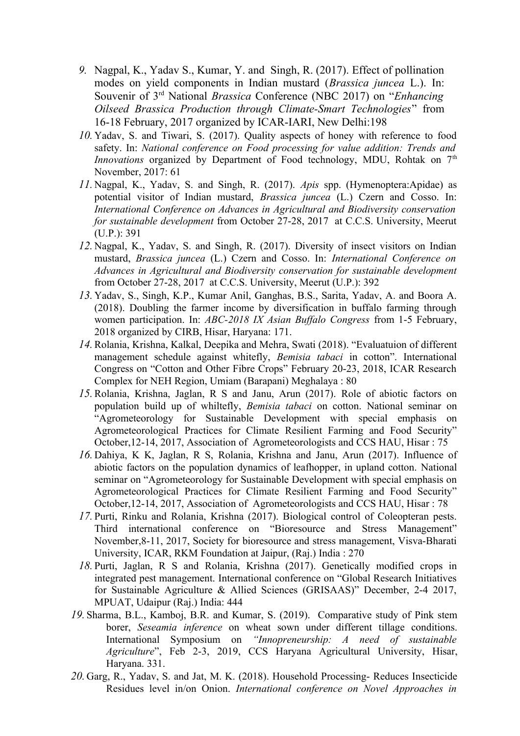9. Nagpal, K., Yadav S., Kumar, Y. and Singh, R. (2017). Effect of pollination modes on yield components in Indian mustard (*Brassica juncea* L.). In: Souvenir of 3rd National *Brassica* Conference (NBC 2017) on "*Enhancing Oilseed Brassica Production through Climate-Smart Technologies*" from 16-18 February, 2017 organized by ICAR-IARI, New Delhi:198
10. Yadav, S. and Tiwari, S. (2017). Quality aspects of honey with reference to food safety. In: *National conference on Food processing for value addition: Trends and Innovations* organized by Department of Food technology, MDU, Rohtak on 7th November, 2017: 61
11. Nagpal, K., Yadav, S. and Singh, R. (2017). *Apis* spp. (Hymenoptera:Apidae) as potential visitor of Indian mustard, *Brassica juncea* (L.) Czern and Cosso. In: *International Conference on Advances in Agricultural and Biodiversity conservation for sustainable development* from October 27-28, 2017 at C.C.S. University, Meerut (U.P.): 391
12. Nagpal, K., Yadav, S. and Singh, R. (2017). Diversity of insect visitors on Indian mustard, *Brassica juncea* (L.) Czern and Cosso. In: *International Conference on Advances in Agricultural and Biodiversity conservation for sustainable development* from October 27-28, 2017 at C.C.S. University, Meerut (U.P.): 392
13. Yadav, S., Singh, K.P., Kumar Anil, Ganghas, B.S., Sarita, Yadav, A. and Boora A. (2018). Doubling the farmer income by diversification in buffalo farming through women participation. In: *ABC-2018 IX Asian Buffalo Congress* from 1-5 February, 2018 organized by CIRB, Hisar, Haryana: 171.
14. Rolania, Krishna, Kalkal, Deepika and Mehra, Swati (2018). "Evaluatuion of different management schedule against whitefly, *Bemisia tabaci* in cotton". International Congress on "Cotton and Other Fibre Crops" February 20-23, 2018, ICAR Research Complex for NEH Region, Umiam (Barapani) Meghalaya : 80
15. Rolania, Krishna, Jaglan, R S and Janu, Arun (2017). Role of abiotic factors on population build up of whiltefly, *Bemisia tabaci* on cotton. National seminar on "Agrometeorology for Sustainable Development with special emphasis on Agrometeorological Practices for Climate Resilient Farming and Food Security" October,12-14, 2017, Association of Agrometeorologists and CCS HAU, Hisar : 75
16. Dahiya, K K, Jaglan, R S, Rolania, Krishna and Janu, Arun (2017). Influence of abiotic factors on the population dynamics of leafhopper, in upland cotton. National seminar on "Agrometeorology for Sustainable Development with special emphasis on Agrometeorological Practices for Climate Resilient Farming and Food Security" October,12-14, 2017, Association of Agrometeorologists and CCS HAU, Hisar : 78
17. Purti, Rinku and Rolania, Krishna (2017). Biological control of Coleopteran pests. Third international conference on "Bioresource and Stress Management" November,8-11, 2017, Society for bioresource and stress management, Visva-Bharati University, ICAR, RKM Foundation at Jaipur, (Raj.) India : 270
18. Purti, Jaglan, R S and Rolania, Krishna (2017). Genetically modified crops in integrated pest management. International conference on "Global Research Initiatives for Sustainable Agriculture & Allied Sciences (GRISAAS)" December, 2-4 2017, MPUAT, Udaipur (Raj.) India: 444
19. Sharma, B.L., Kamboj, B.R. and Kumar, S. (2019). Comparative study of Pink stem borer, *Seseamia inference* on wheat sown under different tillage conditions. International Symposium on *"Innopreneurship: A need of sustainable Agriculture*", Feb 2-3, 2019, CCS Haryana Agricultural University, Hisar, Haryana. 331.
20. Garg, R., Yadav, S. and Jat, M. K. (2018). Household Processing- Reduces Insecticide Residues level in/on Onion. *International conference on Novel Approaches in*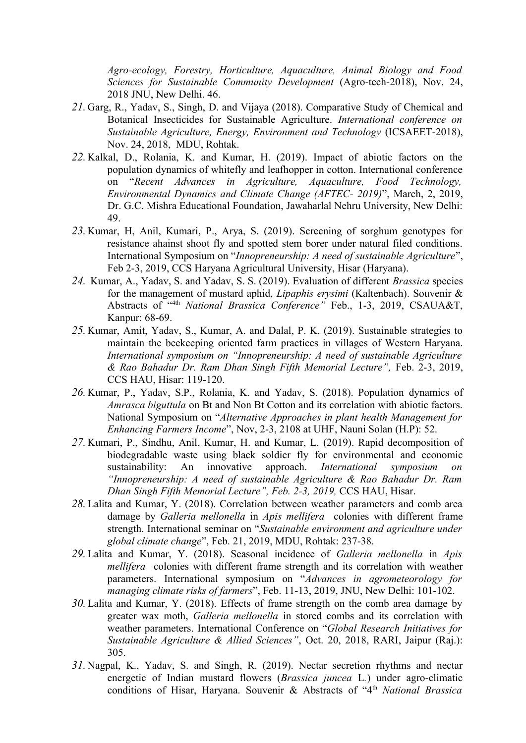*Agro-ecology, Forestry, Horticulture, Aquaculture, Animal Biology and Food Sciences for Sustainable Community Development* (Agro-tech-2018), Nov. 24, 2018 JNU, New Delhi. 46.

21. Garg, R., Yadav, S., Singh, D. and Vijaya (2018). Comparative Study of Chemical and Botanical Insecticides for Sustainable Agriculture. *International conference on Sustainable Agriculture, Energy, Environment and Technology* (ICSAEET-2018), Nov. 24, 2018, MDU, Rohtak.
22. Kalkal, D., Rolania, K. and Kumar, H. (2019). Impact of abiotic factors on the population dynamics of whitefly and leafhopper in cotton. International conference on "*Recent Advances in Agriculture, Aquaculture, Food Technology, Environmental Dynamics and Climate Change (AFTEC- 2019)*", March, 2, 2019, Dr. G.C. Mishra Educational Foundation, Jawaharlal Nehru University, New Delhi: 49.
23. Kumar, H, Anil, Kumari, P., Arya, S. (2019). Screening of sorghum genotypes for resistance ahainst shoot fly and spotted stem borer under natural filed conditions. International Symposium on "*Innopreneurship: A need of sustainable Agriculture*", Feb 2-3, 2019, CCS Haryana Agricultural University, Hisar (Haryana).
24. Kumar, A., Yadav, S. and Yadav, S. S. (2019). Evaluation of different *Brassica* species for the management of mustard aphid, *Lipaphis erysimi* (Kaltenbach). Souvenir & Abstracts of "4th *National Brassica Conference"* Feb., 1-3, 2019, CSAUA&T, Kanpur: 68-69.
25. Kumar, Amit, Yadav, S., Kumar, A. and Dalal, P. K. (2019). Sustainable strategies to maintain the beekeeping oriented farm practices in villages of Western Haryana. *International symposium on "Innopreneurship: A need of sustainable Agriculture & Rao Bahadur Dr. Ram Dhan Singh Fifth Memorial Lecture",* Feb. 2-3, 2019, CCS HAU, Hisar: 119-120.
26. Kumar, P., Yadav, S.P., Rolania, K. and Yadav, S. (2018). Population dynamics of *Amrasca biguttula* on Bt and Non Bt Cotton and its correlation with abiotic factors. National Symposium on "*Alternative Approaches in plant health Management for Enhancing Farmers Income*", Nov, 2-3, 2108 at UHF, Nauni Solan (H.P): 52.
27. Kumari, P., Sindhu, Anil, Kumar, H. and Kumar, L. (2019). Rapid decomposition of biodegradable waste using black soldier fly for environmental and economic sustainability: An innovative approach. *International symposium on "Innopreneurship: A need of sustainable Agriculture & Rao Bahadur Dr. Ram Dhan Singh Fifth Memorial Lecture", Feb. 2-3, 2019,* CCS HAU, Hisar.
28. Lalita and Kumar, Y. (2018). Correlation between weather parameters and comb area damage by *Galleria mellonella* in *Apis mellifera* colonies with different frame strength. International seminar on "*Sustainable environment and agriculture under global climate change*", Feb. 21, 2019, MDU, Rohtak: 237-38.
29. Lalita and Kumar, Y. (2018). Seasonal incidence of *Galleria mellonella* in *Apis mellifera* colonies with different frame strength and its correlation with weather parameters. International symposium on "*Advances in agrometeorology for managing climate risks of farmers*", Feb. 11-13, 2019, JNU, New Delhi: 101-102.
30. Lalita and Kumar, Y. (2018). Effects of frame strength on the comb area damage by greater wax moth, *Galleria mellonella* in stored combs and its correlation with weather parameters. International Conference on "*Global Research Initiatives for Sustainable Agriculture & Allied Sciences"*, Oct. 20, 2018, RARI, Jaipur (Raj.): 305.
31. Nagpal, K., Yadav, S. and Singh, R. (2019). Nectar secretion rhythms and nectar energetic of Indian mustard flowers (*Brassica juncea* L.) under agro-climatic conditions of Hisar, Haryana. Souvenir & Abstracts of "4th *National Brassica*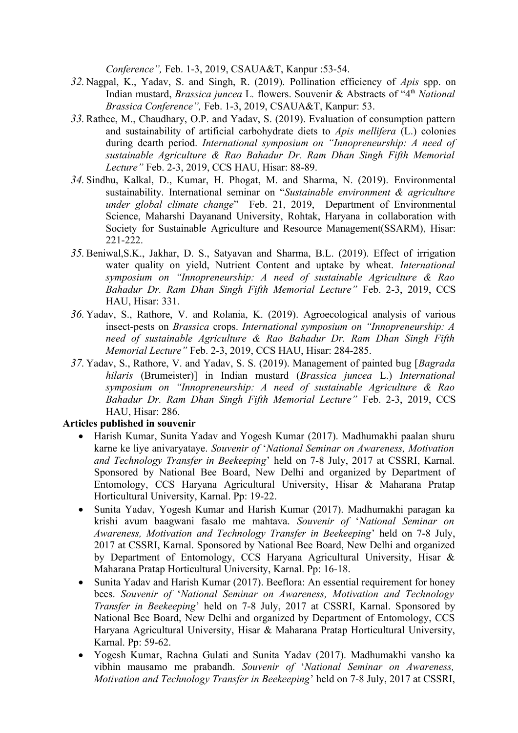*Conference",* Feb. 1-3, 2019, CSAUA&T, Kanpur :53-54.

32. Nagpal, K., Yadav, S. and Singh, R. (2019). Pollination efficiency of *Apis* spp. on Indian mustard, *Brassica juncea* L. flowers. Souvenir & Abstracts of "4th *National Brassica Conference",* Feb. 1-3, 2019, CSAUA&T, Kanpur: 53.
33. Rathee, M., Chaudhary, O.P. and Yadav, S. (2019). Evaluation of consumption pattern and sustainability of artificial carbohydrate diets to *Apis mellifera* (L.) colonies during dearth period. *International symposium on "Innopreneurship: A need of sustainable Agriculture & Rao Bahadur Dr. Ram Dhan Singh Fifth Memorial Lecture"* Feb. 2-3, 2019, CCS HAU, Hisar: 88-89.
34. Sindhu, Kalkal, D., Kumar, H. Phogat, M. and Sharma, N. (2019). Environmental sustainability. International seminar on "*Sustainable environment & agriculture under global climate change*" Feb. 21, 2019, Department of Environmental Science, Maharshi Dayanand University, Rohtak, Haryana in collaboration with Society for Sustainable Agriculture and Resource Management(SSARM), Hisar: 221-222.
35. Beniwal,S.K., Jakhar, D. S., Satyavan and Sharma, B.L. (2019). Effect of irrigation water quality on yield, Nutrient Content and uptake by wheat. *International symposium on "Innopreneurship: A need of sustainable Agriculture & Rao Bahadur Dr. Ram Dhan Singh Fifth Memorial Lecture"* Feb. 2-3, 2019, CCS HAU, Hisar: 331.
36. Yadav, S., Rathore, V. and Rolania, K. (2019). Agroecological analysis of various insect-pests on *Brassica* crops. *International symposium on "Innopreneurship: A need of sustainable Agriculture & Rao Bahadur Dr. Ram Dhan Singh Fifth Memorial Lecture"* Feb. 2-3, 2019, CCS HAU, Hisar: 284-285.
37. Yadav, S., Rathore, V. and Yadav, S. S. (2019). Management of painted bug [*Bagrada hilaris* (Brumeister)] in Indian mustard (*Brassica juncea* L.) *International symposium on "Innopreneurship: A need of sustainable Agriculture & Rao Bahadur Dr. Ram Dhan Singh Fifth Memorial Lecture"* Feb. 2-3, 2019, CCS HAU, Hisar: 286.

**Articles published in souvenir**

- Harish Kumar, Sunita Yadav and Yogesh Kumar (2017). Madhumakhi paalan shuru karne ke liye anivaryataye. *Souvenir of* '*National Seminar on Awareness, Motivation and Technology Transfer in Beekeeping*' held on 7-8 July, 2017 at CSSRI, Karnal. Sponsored by National Bee Board, New Delhi and organized by Department of Entomology, CCS Haryana Agricultural University, Hisar & Maharana Pratap Horticultural University, Karnal. Pp: 19-22.
- Sunita Yadav, Yogesh Kumar and Harish Kumar (2017). Madhumakhi paragan ka krishi avum baagwani fasalo me mahtava. *Souvenir of* '*National Seminar on Awareness, Motivation and Technology Transfer in Beekeeping*' held on 7-8 July, 2017 at CSSRI, Karnal. Sponsored by National Bee Board, New Delhi and organized by Department of Entomology, CCS Haryana Agricultural University, Hisar & Maharana Pratap Horticultural University, Karnal. Pp: 16-18.
- Sunita Yadav and Harish Kumar (2017). Beeflora: An essential requirement for honey bees. *Souvenir of* '*National Seminar on Awareness, Motivation and Technology Transfer in Beekeeping*' held on 7-8 July, 2017 at CSSRI, Karnal. Sponsored by National Bee Board, New Delhi and organized by Department of Entomology, CCS Haryana Agricultural University, Hisar & Maharana Pratap Horticultural University, Karnal. Pp: 59-62.
- Yogesh Kumar, Rachna Gulati and Sunita Yadav (2017). Madhumakhi vansho ka vibhin mausamo me prabandh. *Souvenir of* '*National Seminar on Awareness, Motivation and Technology Transfer in Beekeeping*' held on 7-8 July, 2017 at CSSRI,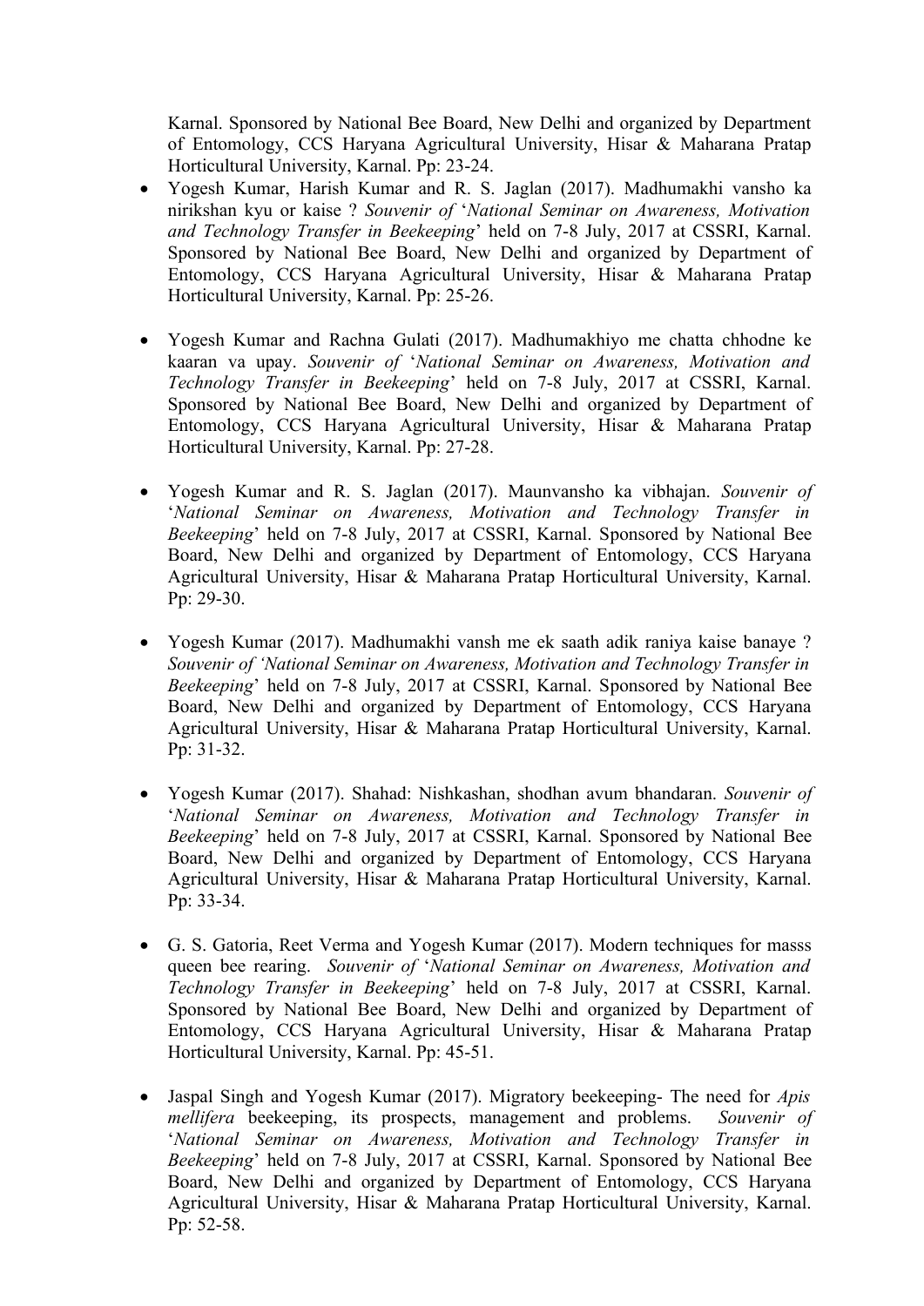Karnal. Sponsored by National Bee Board, New Delhi and organized by Department of Entomology, CCS Haryana Agricultural University, Hisar & Maharana Pratap Horticultural University, Karnal. Pp: 23-24.

- Yogesh Kumar, Harish Kumar and R. S. Jaglan (2017). Madhumakhi vansho ka nirikshan kyu or kaise ? *Souvenir of* '*National Seminar on Awareness, Motivation and Technology Transfer in Beekeeping*' held on 7-8 July, 2017 at CSSRI, Karnal. Sponsored by National Bee Board, New Delhi and organized by Department of Entomology, CCS Haryana Agricultural University, Hisar & Maharana Pratap Horticultural University, Karnal. Pp: 25-26.

- Yogesh Kumar and Rachna Gulati (2017). Madhumakhiyo me chatta chhodne ke kaaran va upay. *Souvenir of* '*National Seminar on Awareness, Motivation and Technology Transfer in Beekeeping*' held on 7-8 July, 2017 at CSSRI, Karnal. Sponsored by National Bee Board, New Delhi and organized by Department of Entomology, CCS Haryana Agricultural University, Hisar & Maharana Pratap Horticultural University, Karnal. Pp: 27-28.

- Yogesh Kumar and R. S. Jaglan (2017). Maunvansho ka vibhajan. *Souvenir of* '*National Seminar on Awareness, Motivation and Technology Transfer in Beekeeping*' held on 7-8 July, 2017 at CSSRI, Karnal. Sponsored by National Bee Board, New Delhi and organized by Department of Entomology, CCS Haryana Agricultural University, Hisar & Maharana Pratap Horticultural University, Karnal. Pp: 29-30.

- Yogesh Kumar (2017). Madhumakhi vansh me ek saath adik raniya kaise banaye ? *Souvenir of 'National Seminar on Awareness, Motivation and Technology Transfer in Beekeeping*' held on 7-8 July, 2017 at CSSRI, Karnal. Sponsored by National Bee Board, New Delhi and organized by Department of Entomology, CCS Haryana Agricultural University, Hisar & Maharana Pratap Horticultural University, Karnal. Pp: 31-32.

- Yogesh Kumar (2017). Shahad: Nishkashan, shodhan avum bhandaran. *Souvenir of* '*National Seminar on Awareness, Motivation and Technology Transfer in Beekeeping*' held on 7-8 July, 2017 at CSSRI, Karnal. Sponsored by National Bee Board, New Delhi and organized by Department of Entomology, CCS Haryana Agricultural University, Hisar & Maharana Pratap Horticultural University, Karnal. Pp: 33-34.

- G. S. Gatoria, Reet Verma and Yogesh Kumar (2017). Modern techniques for masss queen bee rearing. *Souvenir of* '*National Seminar on Awareness, Motivation and Technology Transfer in Beekeeping*' held on 7-8 July, 2017 at CSSRI, Karnal. Sponsored by National Bee Board, New Delhi and organized by Department of Entomology, CCS Haryana Agricultural University, Hisar & Maharana Pratap Horticultural University, Karnal. Pp: 45-51.

- Jaspal Singh and Yogesh Kumar (2017). Migratory beekeeping- The need for *Apis mellifera* beekeeping, its prospects, management and problems. *Souvenir of* '*National Seminar on Awareness, Motivation and Technology Transfer in Beekeeping*' held on 7-8 July, 2017 at CSSRI, Karnal. Sponsored by National Bee Board, New Delhi and organized by Department of Entomology, CCS Haryana Agricultural University, Hisar & Maharana Pratap Horticultural University, Karnal. Pp: 52-58.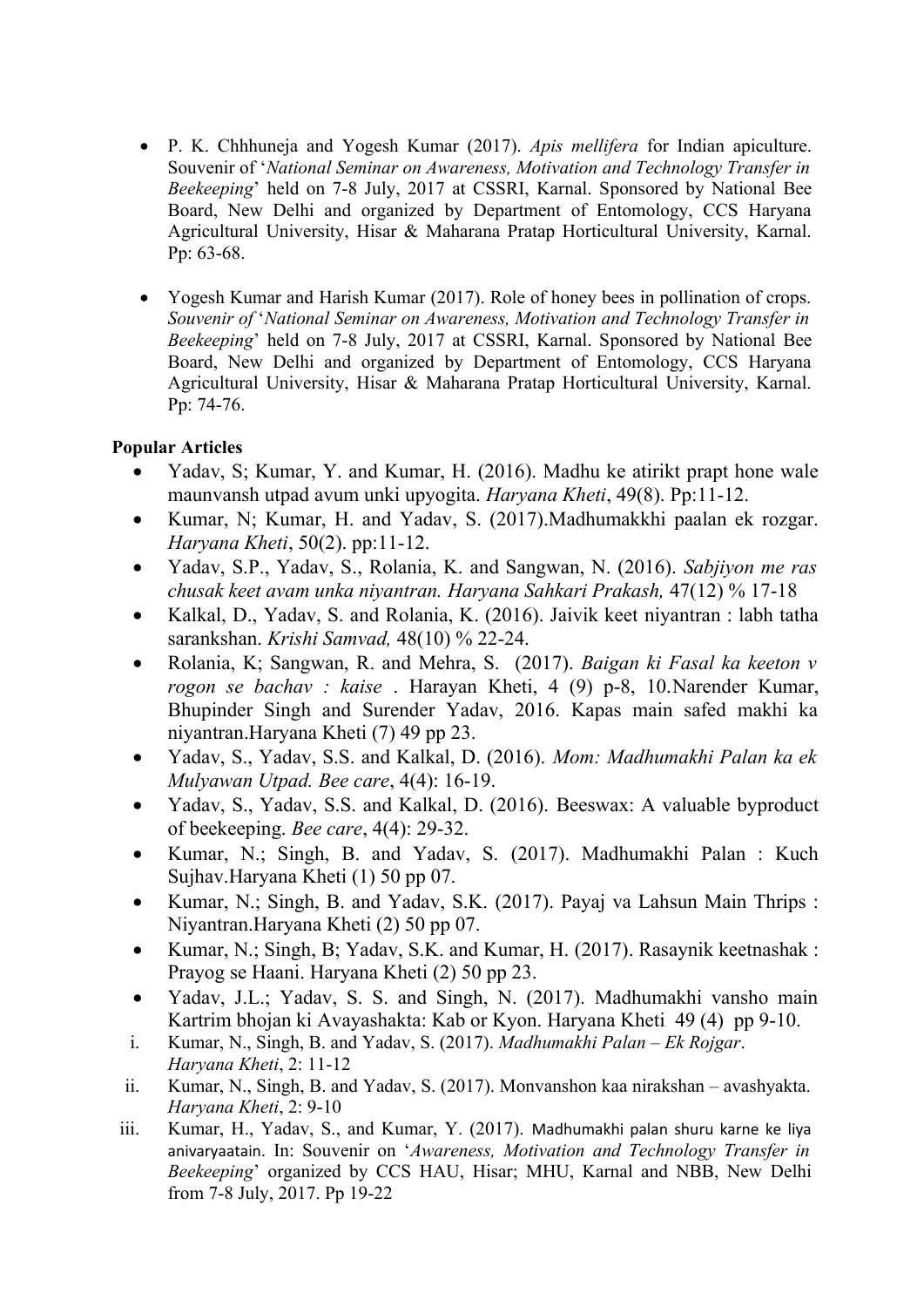- P. K. Chhhuneja and Yogesh Kumar (2017). *Apis mellifera* for Indian apiculture. Souvenir of '*National Seminar on Awareness, Motivation and Technology Transfer in Beekeeping*' held on 7-8 July, 2017 at CSSRI, Karnal. Sponsored by National Bee Board, New Delhi and organized by Department of Entomology, CCS Haryana Agricultural University, Hisar & Maharana Pratap Horticultural University, Karnal. Pp: 63-68.

- Yogesh Kumar and Harish Kumar (2017). Role of honey bees in pollination of crops. *Souvenir of* '*National Seminar on Awareness, Motivation and Technology Transfer in Beekeeping*' held on 7-8 July, 2017 at CSSRI, Karnal. Sponsored by National Bee Board, New Delhi and organized by Department of Entomology, CCS Haryana Agricultural University, Hisar & Maharana Pratap Horticultural University, Karnal. Pp: 74-76.

**Popular Articles**

- Yadav, S; Kumar, Y. and Kumar, H. (2016). Madhu ke atirikt prapt hone wale maunvansh utpad avum unki upyogita. *Haryana Kheti*, 49(8). Pp:11-12.
- Kumar, N; Kumar, H. and Yadav, S. (2017).Madhumakkhi paalan ek rozgar. *Haryana Kheti*, 50(2). pp:11-12.
- Yadav, S.P., Yadav, S., Rolania, K. and Sangwan, N. (2016). *Sabjiyon me ras chusak keet avam unka niyantran. Haryana Sahkari Prakash,* 47(12) % 17-18
- Kalkal, D., Yadav, S. and Rolania, K. (2016). Jaivik keet niyantran : labh tatha sarankshan. *Krishi Samvad,* 48(10) % 22-24.
- Rolania, K; Sangwan, R. and Mehra, S. (2017). *Baigan ki Fasal ka keeton v rogon se bachav : kaise* . Harayan Kheti, 4 (9) p-8, 10.Narender Kumar, Bhupinder Singh and Surender Yadav, 2016. Kapas main safed makhi ka niyantran.Haryana Kheti (7) 49 pp 23.
- Yadav, S., Yadav, S.S. and Kalkal, D. (2016). *Mom: Madhumakhi Palan ka ek Mulyawan Utpad. Bee care*, 4(4): 16-19.
- Yadav, S., Yadav, S.S. and Kalkal, D. (2016). Beeswax: A valuable byproduct of beekeeping. *Bee care*, 4(4): 29-32.
- Kumar, N.; Singh, B. and Yadav, S. (2017). Madhumakhi Palan : Kuch Sujhav.Haryana Kheti (1) 50 pp 07.
- Kumar, N.; Singh, B. and Yadav, S.K. (2017). Payaj va Lahsun Main Thrips : Niyantran.Haryana Kheti (2) 50 pp 07.
- Kumar, N.; Singh, B; Yadav, S.K. and Kumar, H. (2017). Rasaynik keetnashak : Prayog se Haani. Haryana Kheti (2) 50 pp 23.
- Yadav, J.L.; Yadav, S. S. and Singh, N. (2017). Madhumakhi vansho main Kartrim bhojan ki Avayashakta: Kab or Kyon. Haryana Kheti 49 (4) pp 9-10.

i. Kumar, N., Singh, B. and Yadav, S. (2017). *Madhumakhi Palan – Ek Rojgar*. *Haryana Kheti*, 2: 11-12

ii. Kumar, N., Singh, B. and Yadav, S. (2017). Monvanshon kaa nirakshan – avashyakta. *Haryana Kheti*, 2: 9-10

iii. Kumar, H., Yadav, S., and Kumar, Y. (2017). Madhumakhi palan shuru karne ke liya anivaryaatain. In: Souvenir on '*Awareness, Motivation and Technology Transfer in Beekeeping*' organized by CCS HAU, Hisar; MHU, Karnal and NBB, New Delhi from 7-8 July, 2017. Pp 19-22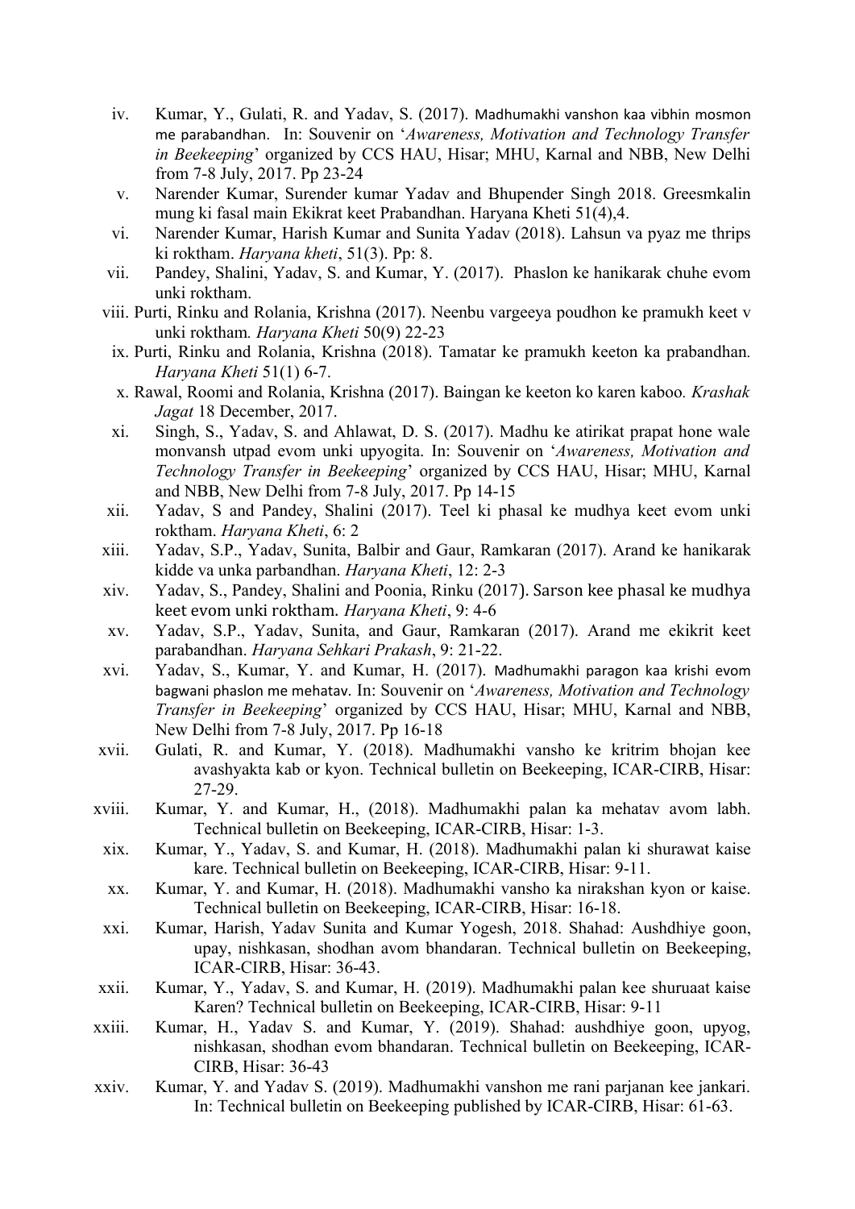iv. Kumar, Y., Gulati, R. and Yadav, S. (2017). Madhumakhi vanshon kaa vibhin mosmon me parabandhan. In: Souvenir on '*Awareness, Motivation and Technology Transfer in Beekeeping*' organized by CCS HAU, Hisar; MHU, Karnal and NBB, New Delhi from 7-8 July, 2017. Pp 23-24

v. Narender Kumar, Surender kumar Yadav and Bhupender Singh 2018. Greesmkalin mung ki fasal main Ekikrat keet Prabandhan. Haryana Kheti 51(4),4.

vi. Narender Kumar, Harish Kumar and Sunita Yadav (2018). Lahsun va pyaz me thrips ki roktham. *Haryana kheti*, 51(3). Pp: 8.

vii. Pandey, Shalini, Yadav, S. and Kumar, Y. (2017). Phaslon ke hanikarak chuhe evom unki roktham.

viii. Purti, Rinku and Rolania, Krishna (2017). Neenbu vargeeya poudhon ke pramukh keet v unki roktham. *Haryana Kheti* 50(9) 22-23

ix. Purti, Rinku and Rolania, Krishna (2018). Tamatar ke pramukh keeton ka prabandhan. *Haryana Kheti* 51(1) 6-7.

x. Rawal, Roomi and Rolania, Krishna (2017). Baingan ke keeton ko karen kaboo. *Krashak Jagat* 18 December, 2017.

xi. Singh, S., Yadav, S. and Ahlawat, D. S. (2017). Madhu ke atirikat prapat hone wale monvansh utpad evom unki upyogita. In: Souvenir on '*Awareness, Motivation and Technology Transfer in Beekeeping*' organized by CCS HAU, Hisar; MHU, Karnal and NBB, New Delhi from 7-8 July, 2017. Pp 14-15

xii. Yadav, S and Pandey, Shalini (2017). Teel ki phasal ke mudhya keet evom unki roktham. *Haryana Kheti*, 6: 2

xiii. Yadav, S.P., Yadav, Sunita, Balbir and Gaur, Ramkaran (2017). Arand ke hanikarak kidde va unka parbandhan. *Haryana Kheti*, 12: 2-3

xiv. Yadav, S., Pandey, Shalini and Poonia, Rinku (2017). Sarson kee phasal ke mudhya keet evom unki roktham. *Haryana Kheti*, 9: 4-6

xv. Yadav, S.P., Yadav, Sunita, and Gaur, Ramkaran (2017). Arand me ekikrit keet parabandhan. *Haryana Sehkari Prakash*, 9: 21-22.

xvi. Yadav, S., Kumar, Y. and Kumar, H. (2017). Madhumakhi paragon kaa krishi evom bagwani phaslon me mehatav. In: Souvenir on '*Awareness, Motivation and Technology Transfer in Beekeeping*' organized by CCS HAU, Hisar; MHU, Karnal and NBB, New Delhi from 7-8 July, 2017. Pp 16-18

xvii. Gulati, R. and Kumar, Y. (2018). Madhumakhi vansho ke kritrim bhojan kee avashyakta kab or kyon. Technical bulletin on Beekeeping, ICAR-CIRB, Hisar: 27-29.

xviii. Kumar, Y. and Kumar, H., (2018). Madhumakhi palan ka mehatav avom labh. Technical bulletin on Beekeeping, ICAR-CIRB, Hisar: 1-3.

xix. Kumar, Y., Yadav, S. and Kumar, H. (2018). Madhumakhi palan ki shurawat kaise kare. Technical bulletin on Beekeeping, ICAR-CIRB, Hisar: 9-11.

xx. Kumar, Y. and Kumar, H. (2018). Madhumakhi vansho ka nirakshan kyon or kaise. Technical bulletin on Beekeeping, ICAR-CIRB, Hisar: 16-18.

xxi. Kumar, Harish, Yadav Sunita and Kumar Yogesh, 2018. Shahad: Aushdhiye goon, upay, nishkasan, shodhan avom bhandaran. Technical bulletin on Beekeeping, ICAR-CIRB, Hisar: 36-43.

xxii. Kumar, Y., Yadav, S. and Kumar, H. (2019). Madhumakhi palan kee shuruaat kaise Karen? Technical bulletin on Beekeeping, ICAR-CIRB, Hisar: 9-11

xxiii. Kumar, H., Yadav S. and Kumar, Y. (2019). Shahad: aushdhiye goon, upyog, nishkasan, shodhan evom bhandaran. Technical bulletin on Beekeeping, ICAR-CIRB, Hisar: 36-43

xxiv. Kumar, Y. and Yadav S. (2019). Madhumakhi vanshon me rani parjanan kee jankari. In: Technical bulletin on Beekeeping published by ICAR-CIRB, Hisar: 61-63.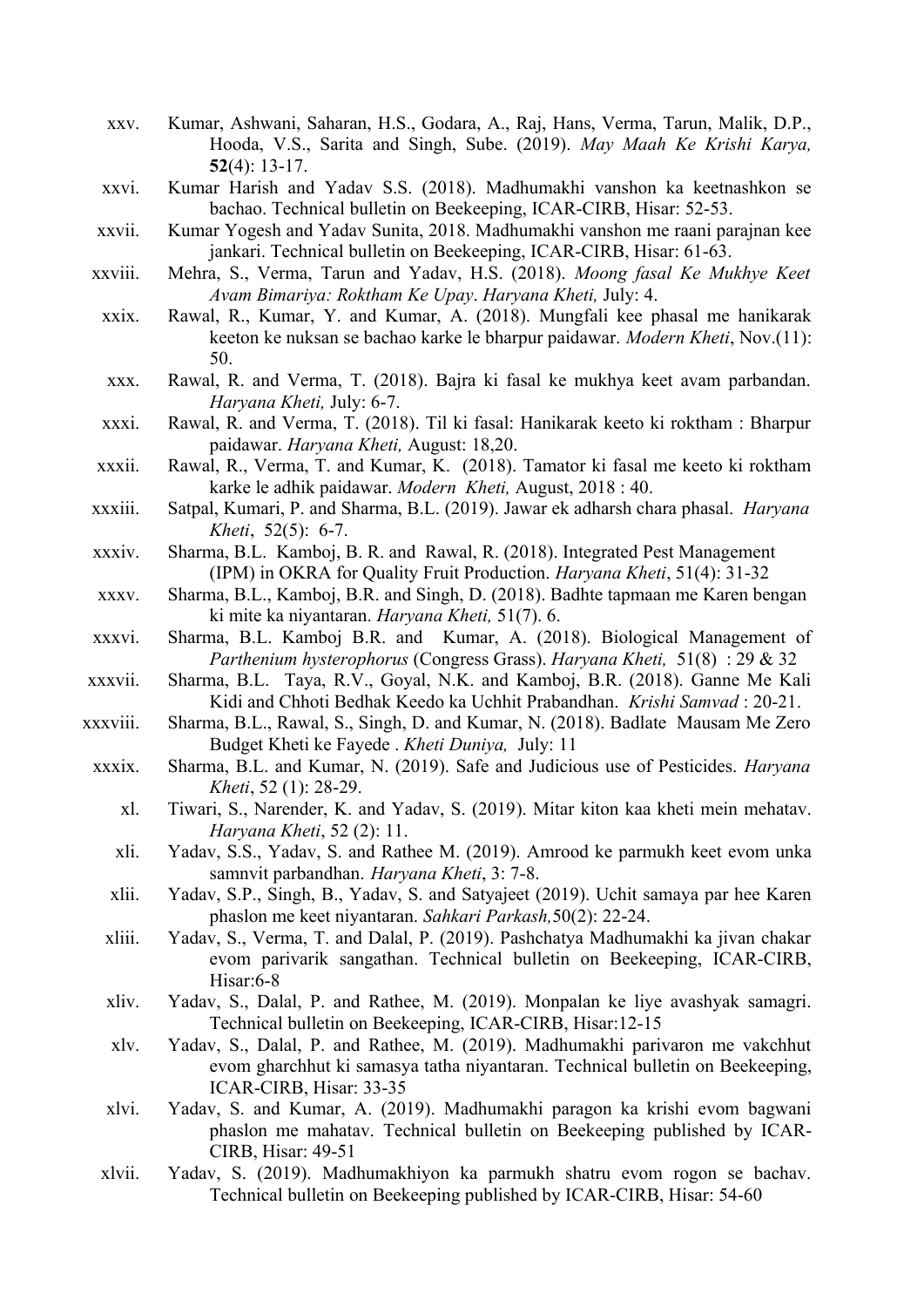- xxv. Kumar, Ashwani, Saharan, H.S., Godara, A., Raj, Hans, Verma, Tarun, Malik, D.P., Hooda, V.S., Sarita and Singh, Sube. (2019). *May Maah Ke Krishi Karya,* **52**(4): 13-17.
- xxvi. Kumar Harish and Yadav S.S. (2018). Madhumakhi vanshon ka keetnashkon se bachao. Technical bulletin on Beekeeping, ICAR-CIRB, Hisar: 52-53.
- xxvii. Kumar Yogesh and Yadav Sunita, 2018. Madhumakhi vanshon me raani parajnan kee jankari. Technical bulletin on Beekeeping, ICAR-CIRB, Hisar: 61-63.
- xxviii. Mehra, S., Verma, Tarun and Yadav, H.S. (2018). *Moong fasal Ke Mukhye Keet Avam Bimariya: Roktham Ke Upay*. *Haryana Kheti,* July: 4.
- xxix. Rawal, R., Kumar, Y. and Kumar, A. (2018). Mungfali kee phasal me hanikarak keeton ke nuksan se bachao karke le bharpur paidawar. *Modern Kheti*, Nov.(11): 50.
- xxx. Rawal, R. and Verma, T. (2018). Bajra ki fasal ke mukhya keet avam parbandan. *Haryana Kheti,* July: 6-7.
- xxxi. Rawal, R. and Verma, T. (2018). Til ki fasal: Hanikarak keeto ki roktham : Bharpur paidawar. *Haryana Kheti,* August: 18,20.
- xxxii. Rawal, R., Verma, T. and Kumar, K. (2018). Tamator ki fasal me keeto ki roktham karke le adhik paidawar. *Modern Kheti,* August, 2018 : 40.
- xxxiii. Satpal, Kumari, P. and Sharma, B.L. (2019). Jawar ek adharsh chara phasal. *Haryana Kheti*, 52(5): 6-7.
- xxxiv. Sharma, B.L. Kamboj, B. R. and Rawal, R. (2018). Integrated Pest Management (IPM) in OKRA for Quality Fruit Production. *Haryana Kheti*, 51(4): 31-32
- xxxv. Sharma, B.L., Kamboj, B.R. and Singh, D. (2018). Badhte tapmaan me Karen bengan ki mite ka niyantaran. *Haryana Kheti,* 51(7). 6.
- xxxvi. Sharma, B.L. Kamboj B.R. and Kumar, A. (2018). Biological Management of *Parthenium hysterophorus* (Congress Grass). *Haryana Kheti,* 51(8) : 29 & 32
- xxxvii. Sharma, B.L. Taya, R.V., Goyal, N.K. and Kamboj, B.R. (2018). Ganne Me Kali Kidi and Chhoti Bedhak Keedo ka Uchhit Prabandhan. *Krishi Samvad* : 20-21.
- xxxviii. Sharma, B.L., Rawal, S., Singh, D. and Kumar, N. (2018). Badlate Mausam Me Zero Budget Kheti ke Fayede . *Kheti Duniya,* July: 11
- xxxix. Sharma, B.L. and Kumar, N. (2019). Safe and Judicious use of Pesticides. *Haryana Kheti*, 52 (1): 28-29.
- xl. Tiwari, S., Narender, K. and Yadav, S. (2019). Mitar kiton kaa kheti mein mehatav. *Haryana Kheti*, 52 (2): 11.
- xli. Yadav, S.S., Yadav, S. and Rathee M. (2019). Amrood ke parmukh keet evom unka samnvit parbandhan. *Haryana Kheti*, 3: 7-8.
- xlii. Yadav, S.P., Singh, B., Yadav, S. and Satyajeet (2019). Uchit samaya par hee Karen phaslon me keet niyantaran. *Sahkari Parkash,*50(2): 22-24.
- xliii. Yadav, S., Verma, T. and Dalal, P. (2019). Pashchatya Madhumakhi ka jivan chakar evom parivarik sangathan. Technical bulletin on Beekeeping, ICAR-CIRB, Hisar:6-8
- xliv. Yadav, S., Dalal, P. and Rathee, M. (2019). Monpalan ke liye avashyak samagri. Technical bulletin on Beekeeping, ICAR-CIRB, Hisar:12-15
- xlv. Yadav, S., Dalal, P. and Rathee, M. (2019). Madhumakhi parivaron me vakchhut evom gharchhut ki samasya tatha niyantaran. Technical bulletin on Beekeeping, ICAR-CIRB, Hisar: 33-35
- xlvi. Yadav, S. and Kumar, A. (2019). Madhumakhi paragon ka krishi evom bagwani phaslon me mahatav. Technical bulletin on Beekeeping published by ICAR-CIRB, Hisar: 49-51
- xlvii. Yadav, S. (2019). Madhumakhiyon ka parmukh shatru evom rogon se bachav. Technical bulletin on Beekeeping published by ICAR-CIRB, Hisar: 54-60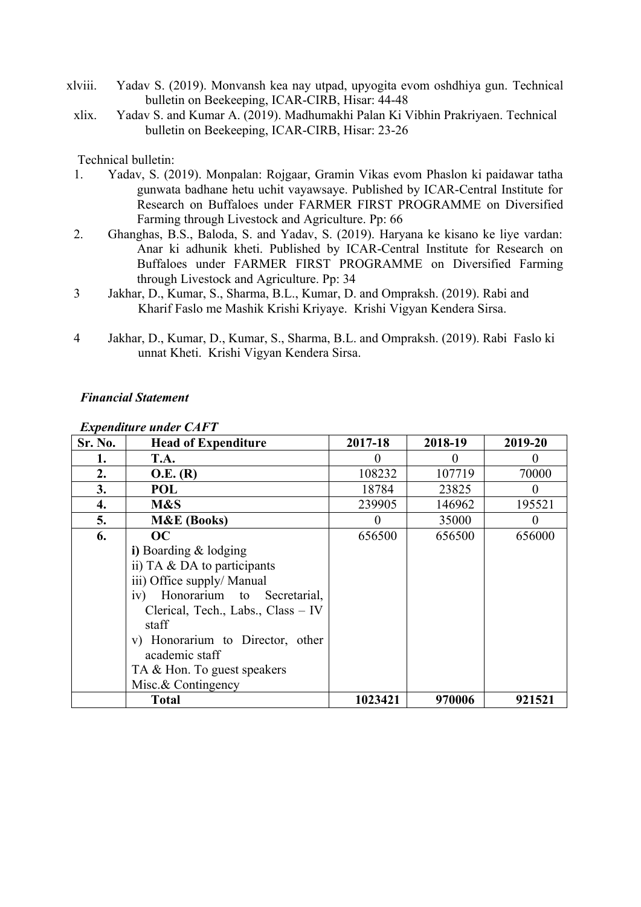xlviii. Yadav S. (2019). Monvansh kea nay utpad, upyogita evom oshdhiya gun. Technical bulletin on Beekeeping, ICAR-CIRB, Hisar: 44-48

xlix. Yadav S. and Kumar A. (2019). Madhumakhi Palan Ki Vibhin Prakriyaen. Technical bulletin on Beekeeping, ICAR-CIRB, Hisar: 23-26

Technical bulletin:

1. Yadav, S. (2019). Monpalan: Rojgaar, Gramin Vikas evom Phaslon ki paidawar tatha gunwata badhane hetu uchit vayawsaye. Published by ICAR-Central Institute for Research on Buffaloes under FARMER FIRST PROGRAMME on Diversified Farming through Livestock and Agriculture. Pp: 66
2. Ghanghas, B.S., Baloda, S. and Yadav, S. (2019). Haryana ke kisano ke liye vardan: Anar ki adhunik kheti. Published by ICAR-Central Institute for Research on Buffaloes under FARMER FIRST PROGRAMME on Diversified Farming through Livestock and Agriculture. Pp: 34
3. Jakhar, D., Kumar, S., Sharma, B.L., Kumar, D. and Ompraksh. (2019). Rabi and Kharif Faslo me Mashik Krishi Kriyaye. Krishi Vigyan Kendera Sirsa.
4. Jakhar, D., Kumar, D., Kumar, S., Sharma, B.L. and Ompraksh. (2019). Rabi Faslo ki unnat Kheti. Krishi Vigyan Kendera Sirsa.

***Financial Statement***

***Expenditure under CAFT***

| Sr. No. | Head of Expenditure | 2017-18 | 2018-19 | 2019-20 |
|---|---|---|---|---|
| **1.** | **T.A.** | 0 | 0 | 0 |
| **2.** | **O.E. (R)** | 108232 | 107719 | 70000 |
| **3.** | **POL** | 18784 | 23825 | 0 |
| **4.** | **M&S** | 239905 | 146962 | 195521 |
| **5.** | **M&E (Books)** | 0 | 35000 | 0 |
| **6.** | **OC**<br>**i)** Boarding & lodging<br>ii) TA & DA to participants<br>iii) Office supply/ Manual<br>iv) Honorarium to Secretarial, Clerical, Tech., Labs., Class – IV staff<br>v) Honorarium to Director, other academic staff<br>TA & Hon. To guest speakers<br>Misc.& Contingency | 656500 | 656500 | 656000 |
| | **Total** | **1023421** | **970006** | **921521** |